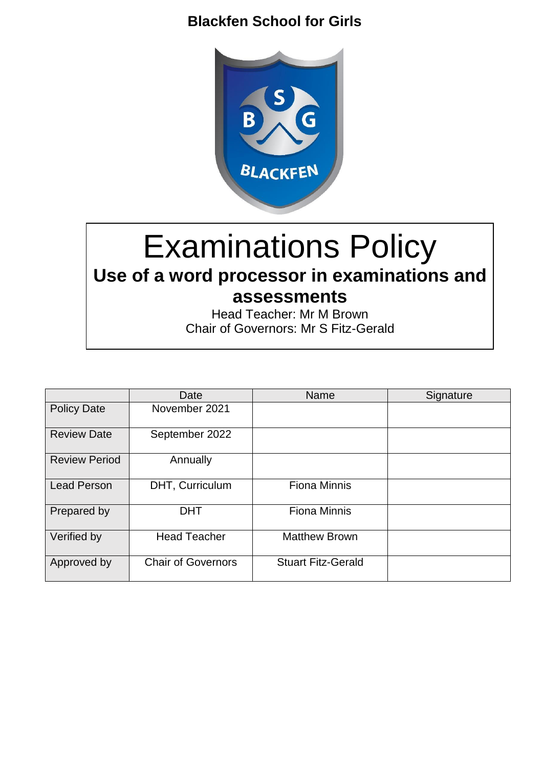**Blackfen School for Girls**

# Examinations Policy

## Use of a word processor in examinations and assessments

Head Teacher: Mr M Brown
Chair of Governors: Mr S Fitz-Gerald

| | Date | Name | Signature |
|---|---|---|---|
| Policy Date | November 2021 | | |
| Review Date | September 2022 | | |
| Review Period | Annually | | |
| Lead Person | DHT, Curriculum | Fiona Minnis | |
| Prepared by | DHT | Fiona Minnis | |
| Verified by | Head Teacher | Matthew Brown | |
| Approved by | Chair of Governors | Stuart Fitz-Gerald | |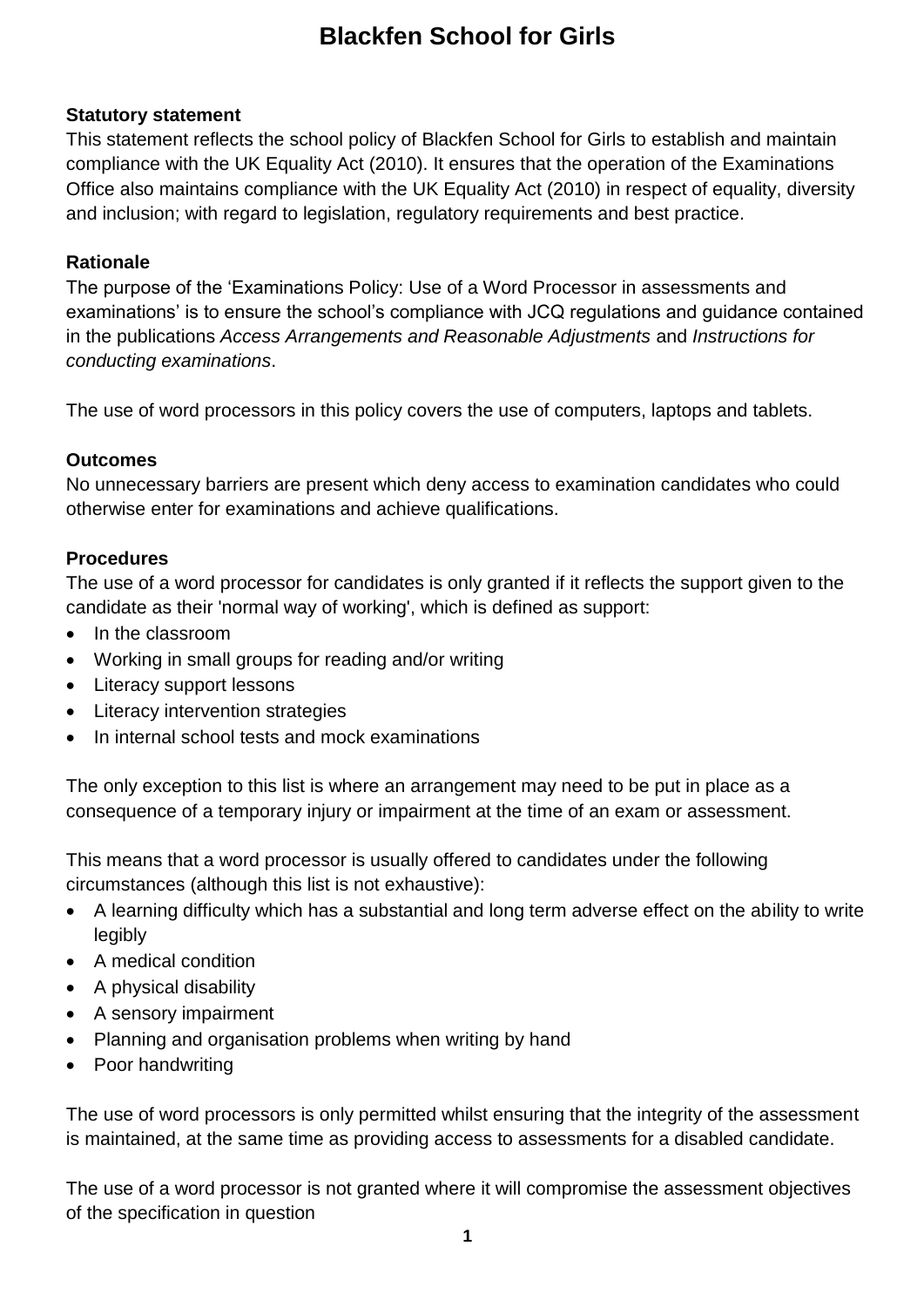# Blackfen School for Girls

**Statutory statement**

This statement reflects the school policy of Blackfen School for Girls to establish and maintain compliance with the UK Equality Act (2010). It ensures that the operation of the Examinations Office also maintains compliance with the UK Equality Act (2010) in respect of equality, diversity and inclusion; with regard to legislation, regulatory requirements and best practice.

**Rationale**

The purpose of the 'Examinations Policy: Use of a Word Processor in assessments and examinations' is to ensure the school's compliance with JCQ regulations and guidance contained in the publications *Access Arrangements and Reasonable Adjustments* and *Instructions for conducting examinations*.

The use of word processors in this policy covers the use of computers, laptops and tablets.

**Outcomes**

No unnecessary barriers are present which deny access to examination candidates who could otherwise enter for examinations and achieve qualifications.

**Procedures**

The use of a word processor for candidates is only granted if it reflects the support given to the candidate as their 'normal way of working', which is defined as support:

- In the classroom
- Working in small groups for reading and/or writing
- Literacy support lessons
- Literacy intervention strategies
- In internal school tests and mock examinations

The only exception to this list is where an arrangement may need to be put in place as a consequence of a temporary injury or impairment at the time of an exam or assessment.

This means that a word processor is usually offered to candidates under the following circumstances (although this list is not exhaustive):

- A learning difficulty which has a substantial and long term adverse effect on the ability to write legibly
- A medical condition
- A physical disability
- A sensory impairment
- Planning and organisation problems when writing by hand
- Poor handwriting

The use of word processors is only permitted whilst ensuring that the integrity of the assessment is maintained, at the same time as providing access to assessments for a disabled candidate.

The use of a word processor is not granted where it will compromise the assessment objectives of the specification in question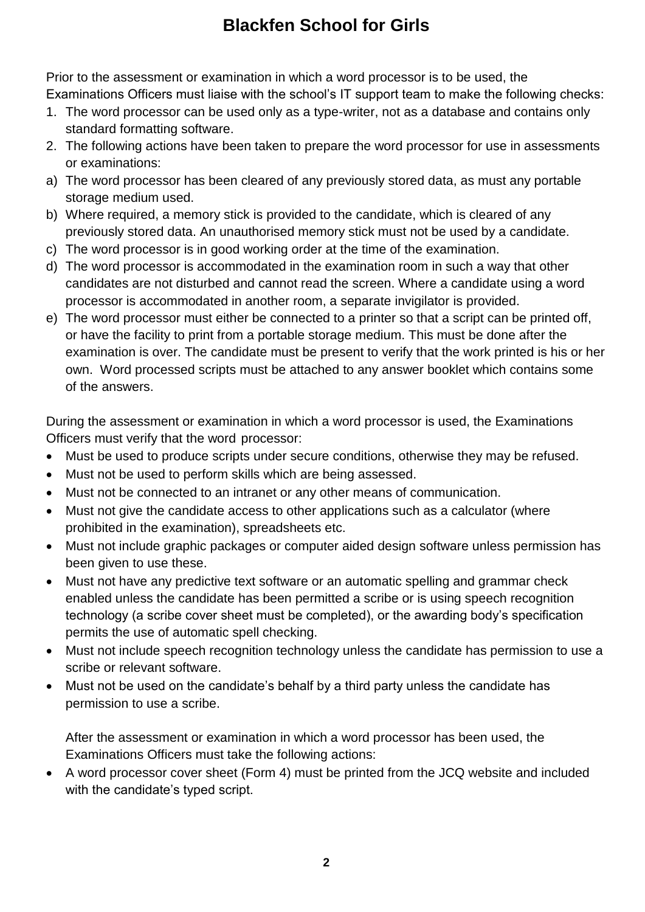# Blackfen School for Girls

Prior to the assessment or examination in which a word processor is to be used, the Examinations Officers must liaise with the school's IT support team to make the following checks:

1. The word processor can be used only as a type-writer, not as a database and contains only standard formatting software.
2. The following actions have been taken to prepare the word processor for use in assessments or examinations:

a) The word processor has been cleared of any previously stored data, as must any portable storage medium used.

b) Where required, a memory stick is provided to the candidate, which is cleared of any previously stored data. An unauthorised memory stick must not be used by a candidate.

c) The word processor is in good working order at the time of the examination.

d) The word processor is accommodated in the examination room in such a way that other candidates are not disturbed and cannot read the screen. Where a candidate using a word processor is accommodated in another room, a separate invigilator is provided.

e) The word processor must either be connected to a printer so that a script can be printed off, or have the facility to print from a portable storage medium. This must be done after the examination is over. The candidate must be present to verify that the work printed is his or her own. Word processed scripts must be attached to any answer booklet which contains some of the answers.

During the assessment or examination in which a word processor is used, the Examinations Officers must verify that the word processor:

- Must be used to produce scripts under secure conditions, otherwise they may be refused.
- Must not be used to perform skills which are being assessed.
- Must not be connected to an intranet or any other means of communication.
- Must not give the candidate access to other applications such as a calculator (where prohibited in the examination), spreadsheets etc.
- Must not include graphic packages or computer aided design software unless permission has been given to use these.
- Must not have any predictive text software or an automatic spelling and grammar check enabled unless the candidate has been permitted a scribe or is using speech recognition technology (a scribe cover sheet must be completed), or the awarding body's specification permits the use of automatic spell checking.
- Must not include speech recognition technology unless the candidate has permission to use a scribe or relevant software.
- Must not be used on the candidate's behalf by a third party unless the candidate has permission to use a scribe.

After the assessment or examination in which a word processor has been used, the Examinations Officers must take the following actions:

- A word processor cover sheet (Form 4) must be printed from the JCQ website and included with the candidate's typed script.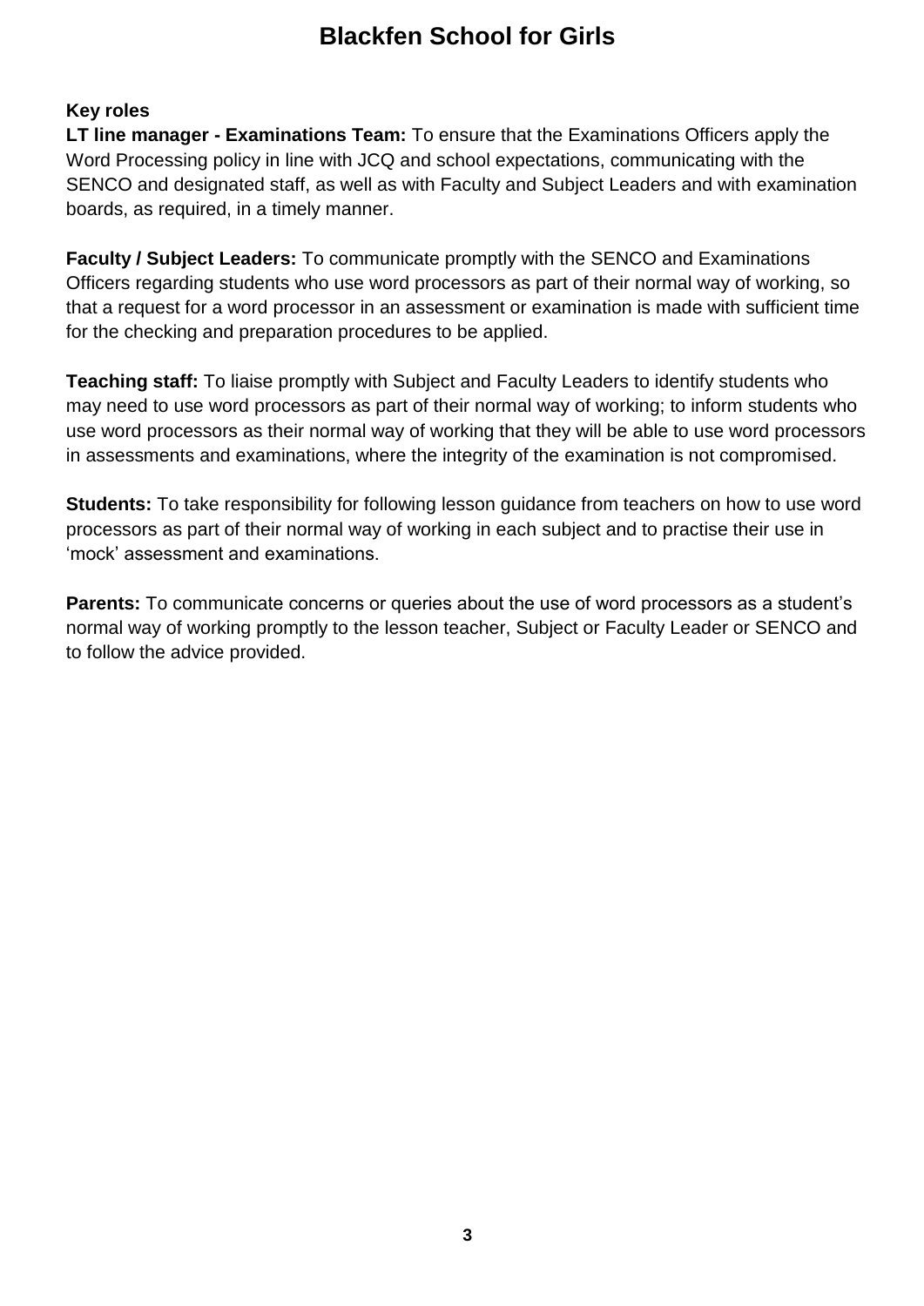**Key roles**

**LT line manager - Examinations Team:** To ensure that the Examinations Officers apply the Word Processing policy in line with JCQ and school expectations, communicating with the SENCO and designated staff, as well as with Faculty and Subject Leaders and with examination boards, as required, in a timely manner.

**Faculty / Subject Leaders:** To communicate promptly with the SENCO and Examinations Officers regarding students who use word processors as part of their normal way of working, so that a request for a word processor in an assessment or examination is made with sufficient time for the checking and preparation procedures to be applied.

**Teaching staff:** To liaise promptly with Subject and Faculty Leaders to identify students who may need to use word processors as part of their normal way of working; to inform students who use word processors as their normal way of working that they will be able to use word processors in assessments and examinations, where the integrity of the examination is not compromised.

**Students:** To take responsibility for following lesson guidance from teachers on how to use word processors as part of their normal way of working in each subject and to practise their use in 'mock' assessment and examinations.

**Parents:** To communicate concerns or queries about the use of word processors as a student's normal way of working promptly to the lesson teacher, Subject or Faculty Leader or SENCO and to follow the advice provided.